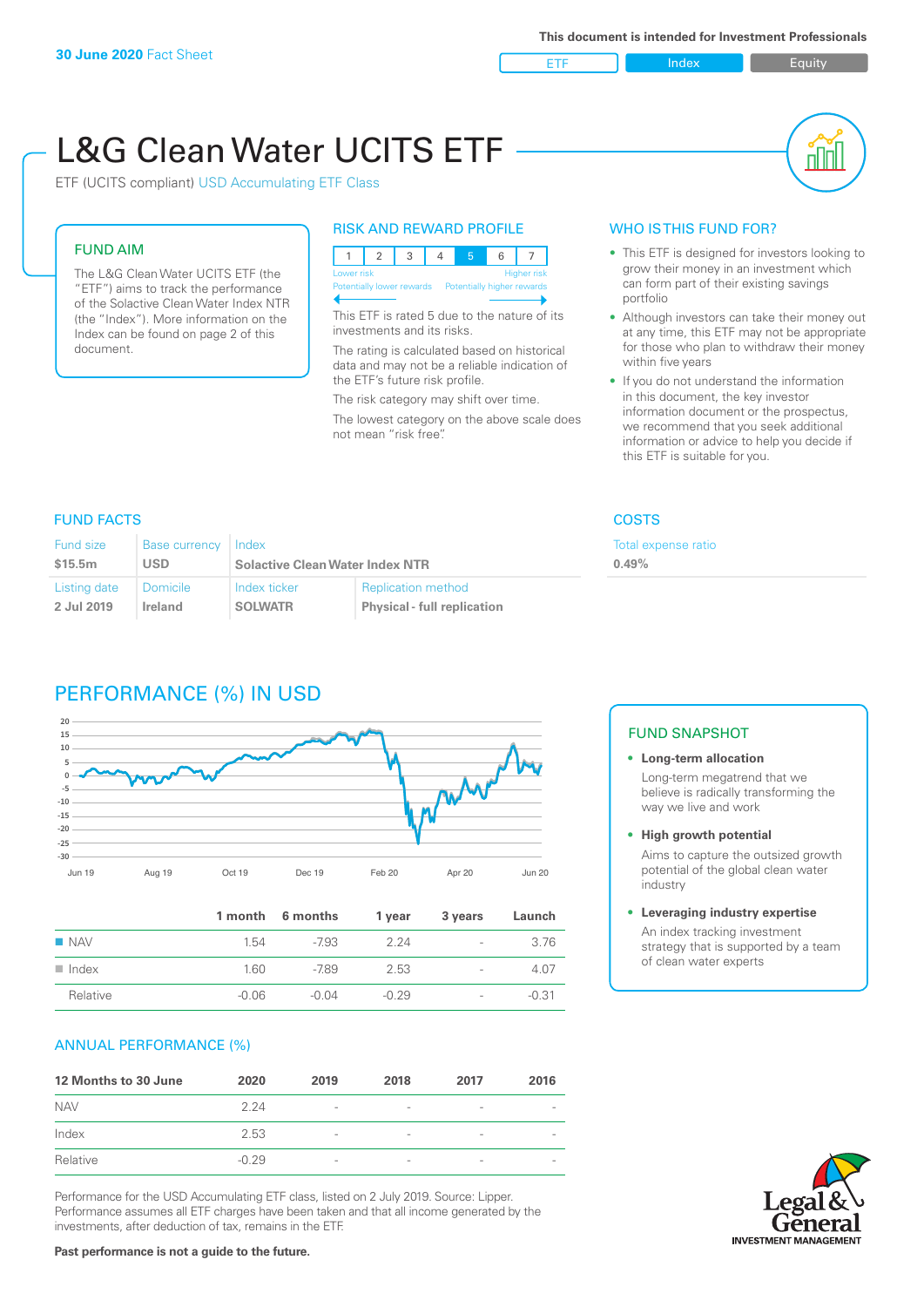30 June 2020 Fact Sheet

This document is intended for Investment Professionals

ETF | Index | Equity

# L&G Clean Water UCITS ETF

ETF (UCITS compliant) USD Accumulating ETF Class

## FUND AIM

The L&G Clean Water UCITS ETF (the "ETF") aims to track the performance of the Solactive Clean Water Index NTR (the "Index"). More information on the Index can be found on page 2 of this document.

## RISK AND REWARD PROFILE

| 1 | 2 | 3 | 4 | 5 | 6 | 7 |
|---|---|---|---|---|---|---|

Lower risk — Higher risk
Potentially lower rewards — Potentially higher rewards

This ETF is rated 5 due to the nature of its investments and its risks.

The rating is calculated based on historical data and may not be a reliable indication of the ETF's future risk profile.

The risk category may shift over time.

The lowest category on the above scale does not mean "risk free".

## WHO IS THIS FUND FOR?

- This ETF is designed for investors looking to grow their money in an investment which can form part of their existing savings portfolio
- Although investors can take their money out at any time, this ETF may not be appropriate for those who plan to withdraw their money within five years
- If you do not understand the information in this document, the key investor information document or the prospectus, we recommend that you seek additional information or advice to help you decide if this ETF is suitable for you.

## FUND FACTS

| Fund size | Base currency | Index | |
|---|---|---|---|
| $15.5m | USD | Solactive Clean Water Index NTR | |
| **Listing date** | **Domicile** | **Index ticker** | **Replication method** |
| 2 Jul 2019 | Ireland | SOLWATR | Physical - full replication |

## COSTS

Total expense ratio
**0.49%**

## PERFORMANCE (%) IN USD

| | 1 month | 6 months | 1 year | 3 years | Launch |
|---|---|---|---|---|---|
| NAV | 1.54 | -7.93 | 2.24 | - | 3.76 |
| Index | 1.60 | -7.89 | 2.53 | - | 4.07 |
| Relative | -0.06 | -0.04 | -0.29 | - | -0.31 |

## FUND SNAPSHOT

- **Long-term allocation**
  Long-term megatrend that we believe is radically transforming the way we live and work
- **High growth potential**
  Aims to capture the outsized growth potential of the global clean water industry
- **Leveraging industry expertise**
  An index tracking investment strategy that is supported by a team of clean water experts

## ANNUAL PERFORMANCE (%)

| 12 Months to 30 June | 2020 | 2019 | 2018 | 2017 | 2016 |
|---|---|---|---|---|---|
| NAV | 2.24 | - | - | - | - |
| Index | 2.53 | - | - | - | - |
| Relative | -0.29 | - | - | - | - |

Performance for the USD Accumulating ETF class, listed on 2 July 2019. Source: Lipper. Performance assumes all ETF charges have been taken and that all income generated by the investments, after deduction of tax, remains in the ETF.

**Past performance is not a guide to the future.**

Legal & General INVESTMENT MANAGEMENT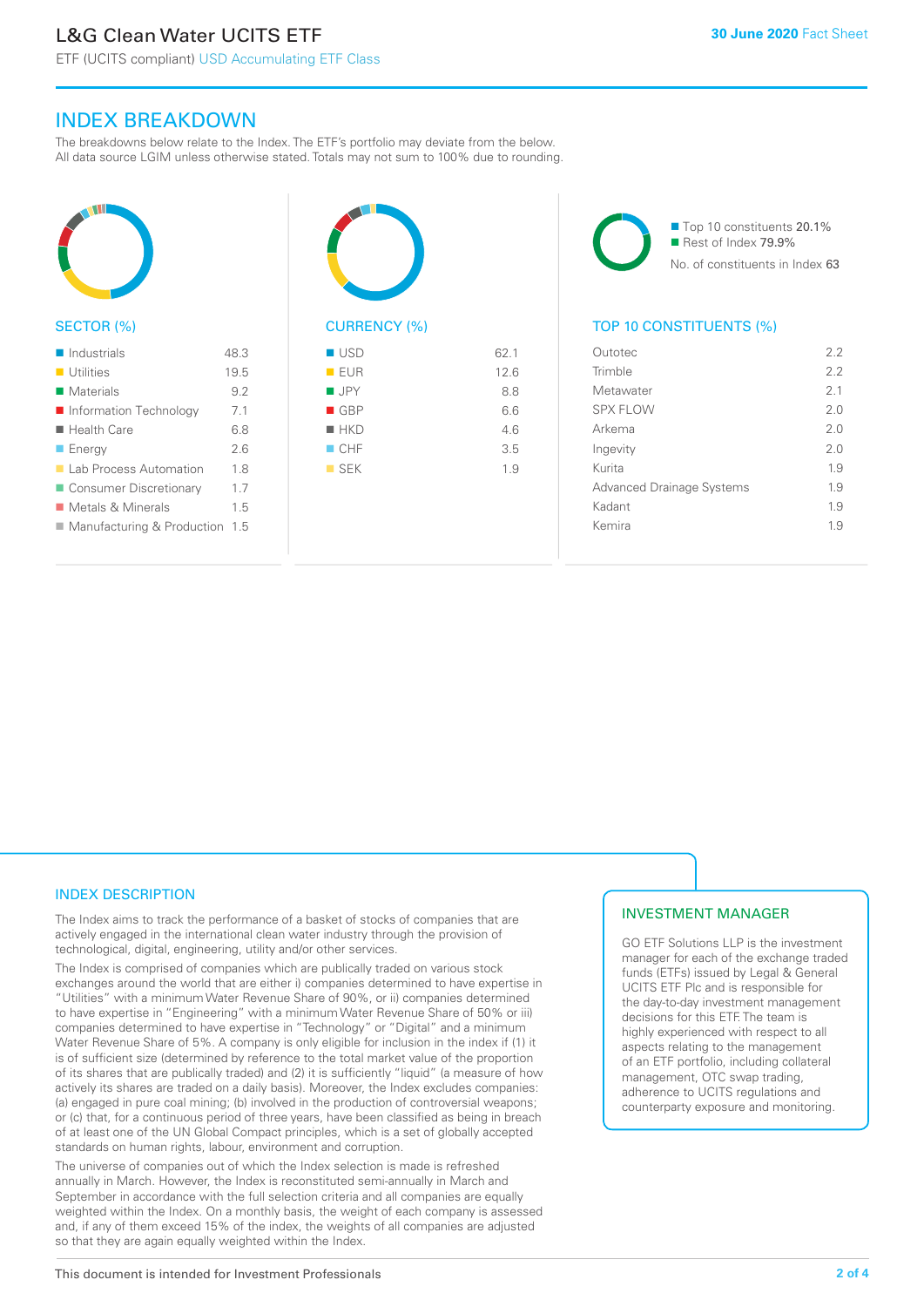## INDEX BREAKDOWN

The breakdowns below relate to the Index. The ETF's portfolio may deviate from the below. All data source LGIM unless otherwise stated. Totals may not sum to 100% due to rounding.

### SECTOR (%)

| Sector | % |
|---|---|
| Industrials | 48.3 |
| Utilities | 19.5 |
| Materials | 9.2 |
| Information Technology | 7.1 |
| Health Care | 6.8 |
| Energy | 2.6 |
| Lab Process Automation | 1.8 |
| Consumer Discretionary | 1.7 |
| Metals & Minerals | 1.5 |
| Manufacturing & Production | 1.5 |

### CURRENCY (%)

| Currency | % |
|---|---|
| USD | 62.1 |
| EUR | 12.6 |
| JPY | 8.8 |
| GBP | 6.6 |
| HKD | 4.6 |
| CHF | 3.5 |
| SEK | 1.9 |

Top 10 constituents 20.1%
Rest of Index 79.9%
No. of constituents in Index 63

### TOP 10 CONSTITUENTS (%)

| Constituent | % |
|---|---|
| Outotec | 2.2 |
| Trimble | 2.2 |
| Metawater | 2.1 |
| SPX FLOW | 2.0 |
| Arkema | 2.0 |
| Ingevity | 2.0 |
| Kurita | 1.9 |
| Advanced Drainage Systems | 1.9 |
| Kadant | 1.9 |
| Kemira | 1.9 |

## INDEX DESCRIPTION

The Index aims to track the performance of a basket of stocks of companies that are actively engaged in the international clean water industry through the provision of technological, digital, engineering, utility and/or other services.

The Index is comprised of companies which are publically traded on various stock exchanges around the world that are either i) companies determined to have expertise in "Utilities" with a minimum Water Revenue Share of 90%, or ii) companies determined to have expertise in "Engineering" with a minimum Water Revenue Share of 50% or iii) companies determined to have expertise in "Technology" or "Digital" and a minimum Water Revenue Share of 5%. A company is only eligible for inclusion in the index if (1) it is of sufficient size (determined by reference to the total market value of the proportion of its shares that are publically traded) and (2) it is sufficiently "liquid" (a measure of how actively its shares are traded on a daily basis). Moreover, the Index excludes companies: (a) engaged in pure coal mining; (b) involved in the production of controversial weapons; or (c) that, for a continuous period of three years, have been classified as being in breach of at least one of the UN Global Compact principles, which is a set of globally accepted standards on human rights, labour, environment and corruption.

The universe of companies out of which the Index selection is made is refreshed annually in March. However, the Index is reconstituted semi-annually in March and September in accordance with the full selection criteria and all companies are equally weighted within the Index. On a monthly basis, the weight of each company is assessed and, if any of them exceed 15% of the index, the weights of all companies are adjusted so that they are again equally weighted within the Index.

## INVESTMENT MANAGER

GO ETF Solutions LLP is the investment manager for each of the exchange traded funds (ETFs) issued by Legal & General UCITS ETF Plc and is responsible for the day-to-day investment management decisions for this ETF. The team is highly experienced with respect to all aspects relating to the management of an ETF portfolio, including collateral management, OTC swap trading, adherence to UCITS regulations and counterparty exposure and monitoring.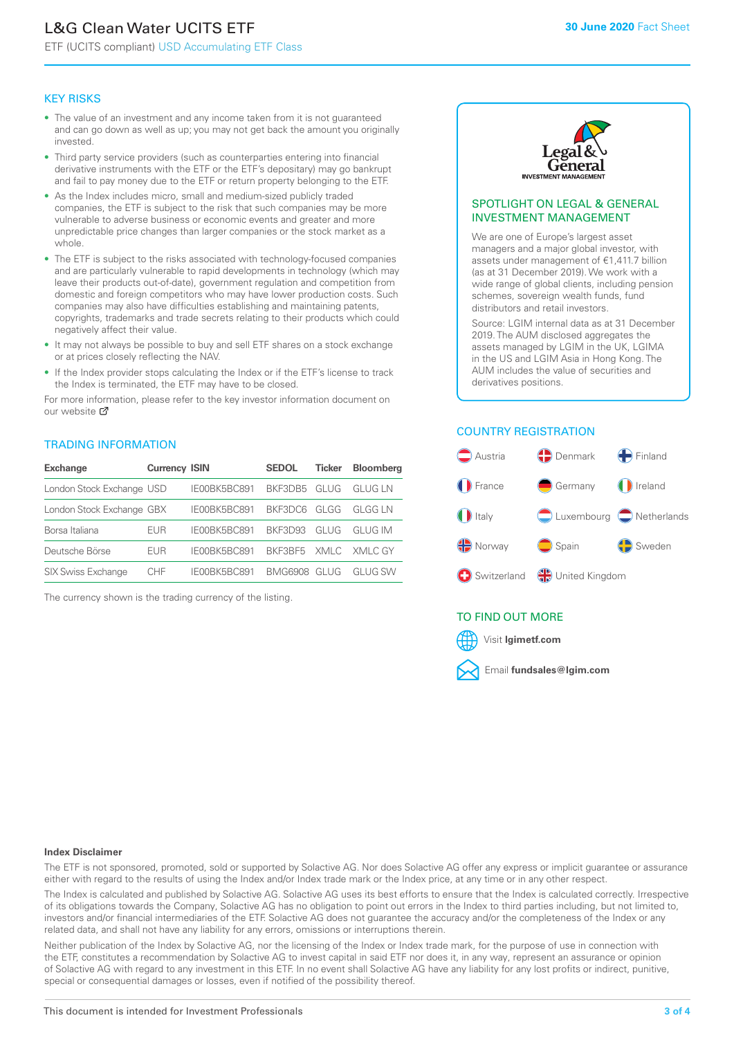# L&G Clean Water UCITS ETF

ETF (UCITS compliant) USD Accumulating ETF Class

30 June 2020 Fact Sheet

## KEY RISKS

- The value of an investment and any income taken from it is not guaranteed and can go down as well as up; you may not get back the amount you originally invested.
- Third party service providers (such as counterparties entering into financial derivative instruments with the ETF or the ETF's depositary) may go bankrupt and fail to pay money due to the ETF or return property belonging to the ETF.
- As the Index includes micro, small and medium-sized publicly traded companies, the ETF is subject to the risk that such companies may be more vulnerable to adverse business or economic events and greater and more unpredictable price changes than larger companies or the stock market as a whole.
- The ETF is subject to the risks associated with technology-focused companies and are particularly vulnerable to rapid developments in technology (which may leave their products out-of-date), government regulation and competition from domestic and foreign competitors who may have lower production costs. Such companies may also have difficulties establishing and maintaining patents, copyrights, trademarks and trade secrets relating to their products which could negatively affect their value.
- It may not always be possible to buy and sell ETF shares on a stock exchange or at prices closely reflecting the NAV.
- If the Index provider stops calculating the Index or if the ETF's license to track the Index is terminated, the ETF may have to be closed.

For more information, please refer to the key investor information document on our website

## TRADING INFORMATION

| Exchange | Currency | ISIN | SEDOL | Ticker | Bloomberg |
|---|---|---|---|---|---|
| London Stock Exchange | USD | IE00BK5BC891 | BKF3DB5 | GLUG | GLUG LN |
| London Stock Exchange | GBX | IE00BK5BC891 | BKF3DC6 | GLGG | GLGG LN |
| Borsa Italiana | EUR | IE00BK5BC891 | BKF3D93 | GLUG | GLUG IM |
| Deutsche Börse | EUR | IE00BK5BC891 | BKF3BF5 | XMLC | XMLC GY |
| SIX Swiss Exchange | CHF | IE00BK5BC891 | BMG6908 | GLUG | GLUG SW |

The currency shown is the trading currency of the listing.

## SPOTLIGHT ON LEGAL & GENERAL INVESTMENT MANAGEMENT

We are one of Europe's largest asset managers and a major global investor, with assets under management of €1,411.7 billion (as at 31 December 2019). We work with a wide range of global clients, including pension schemes, sovereign wealth funds, fund distributors and retail investors.

Source: LGIM internal data as at 31 December 2019. The AUM disclosed aggregates the assets managed by LGIM in the UK, LGIMA in the US and LGIM Asia in Hong Kong. The AUM includes the value of securities and derivatives positions.

## COUNTRY REGISTRATION

Austria, Denmark, Finland, France, Germany, Ireland, Italy, Luxembourg, Netherlands, Norway, Spain, Sweden, Switzerland, United Kingdom

## TO FIND OUT MORE

Visit **lgimetf.com**

Email **fundsales@lgim.com**

### Index Disclaimer

The ETF is not sponsored, promoted, sold or supported by Solactive AG. Nor does Solactive AG offer any express or implicit guarantee or assurance either with regard to the results of using the Index and/or Index trade mark or the Index price, at any time or in any other respect.

The Index is calculated and published by Solactive AG. Solactive AG uses its best efforts to ensure that the Index is calculated correctly. Irrespective of its obligations towards the Company, Solactive AG has no obligation to point out errors in the Index to third parties including, but not limited to, investors and/or financial intermediaries of the ETF. Solactive AG does not guarantee the accuracy and/or the completeness of the Index or any related data, and shall not have any liability for any errors, omissions or interruptions therein.

Neither publication of the Index by Solactive AG, nor the licensing of the Index or Index trade mark, for the purpose of use in connection with the ETF, constitutes a recommendation by Solactive AG to invest capital in said ETF nor does it, in any way, represent an assurance or opinion of Solactive AG with regard to any investment in this ETF. In no event shall Solactive AG have any liability for any lost profits or indirect, punitive, special or consequential damages or losses, even if notified of the possibility thereof.

This document is intended for Investment Professionals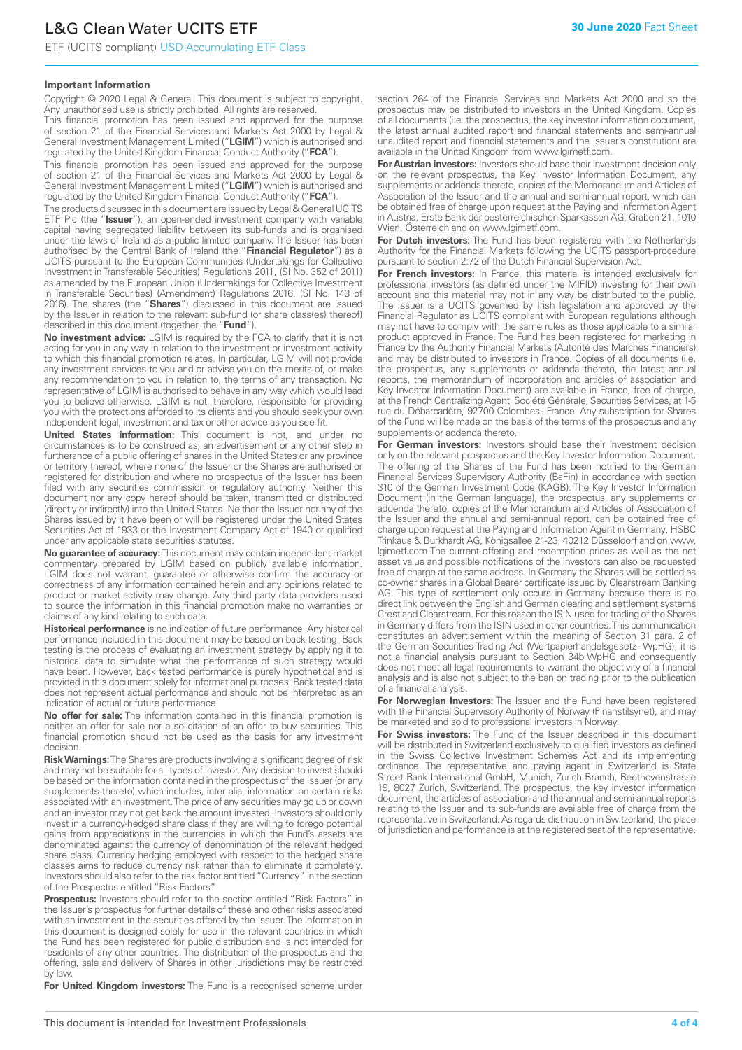### Important Information

Copyright © 2020 Legal & General. This document is subject to copyright. Any unauthorised use is strictly prohibited. All rights are reserved.

This financial promotion has been issued and approved for the purpose of section 21 of the Financial Services and Markets Act 2000 by Legal & General Investment Management Limited ("**LGIM**") which is authorised and regulated by the United Kingdom Financial Conduct Authority ("**FCA**").

This financial promotion has been issued and approved for the purpose of section 21 of the Financial Services and Markets Act 2000 by Legal & General Investment Management Limited ("**LGIM**") which is authorised and regulated by the United Kingdom Financial Conduct Authority ("**FCA**").

The products discussed in this document are issued by Legal & General UCITS ETF Plc (the "**Issuer**"), an open-ended investment company with variable capital having segregated liability between its sub-funds and is organised under the laws of Ireland as a public limited company. The Issuer has been authorised by the Central Bank of Ireland (the "**Financial Regulator**") as a UCITS pursuant to the European Communities (Undertakings for Collective Investment in Transferable Securities) Regulations 2011, (SI No. 352 of 2011) as amended by the European Union (Undertakings for Collective Investment in Transferable Securities) (Amendment) Regulations 2016, (SI No. 143 of 2016). The shares (the "**Shares**") discussed in this document are issued by the Issuer in relation to the relevant sub-fund (or share class(es) thereof) described in this document (together, the "**Fund**").

**No investment advice:** LGIM is required by the FCA to clarify that it is not acting for you in any way in relation to the investment or investment activity to which this financial promotion relates. In particular, LGIM will not provide any investment services to you and or advise you on the merits of, or make any recommendation to you in relation to, the terms of any transaction. No representative of LGIM is authorised to behave in any way which would lead you to believe otherwise. LGIM is not, therefore, responsible for providing you with the protections afforded to its clients and you should seek your own independent legal, investment and tax or other advice as you see fit.

**United States information:** This document is not, and under no circumstances is to be construed as, an advertisement or any other step in furtherance of a public offering of shares in the United States or any province or territory thereof, where none of the Issuer or the Shares are authorised or registered for distribution and where no prospectus of the Issuer has been filed with any securities commission or regulatory authority. Neither this document nor any copy hereof should be taken, transmitted or distributed (directly or indirectly) into the United States. Neither the Issuer nor any of the Shares issued by it have been or will be registered under the United States Securities Act of 1933 or the Investment Company Act of 1940 or qualified under any applicable state securities statutes.

**No guarantee of accuracy:** This document may contain independent market commentary prepared by LGIM based on publicly available information. LGIM does not warrant, guarantee or otherwise confirm the accuracy or correctness of any information contained herein and any opinions related to product or market activity may change. Any third party data providers used to source the information in this financial promotion make no warranties or claims of any kind relating to such data.

**Historical performance** is no indication of future performance: Any historical performance included in this document may be based on back testing. Back testing is the process of evaluating an investment strategy by applying it to historical data to simulate what the performance of such strategy would have been. However, back tested performance is purely hypothetical and is provided in this document solely for informational purposes. Back tested data does not represent actual performance and should not be interpreted as an indication of actual or future performance.

**No offer for sale:** The information contained in this financial promotion is neither an offer for sale nor a solicitation of an offer to buy securities. This financial promotion should not be used as the basis for any investment decision.

**Risk Warnings:** The Shares are products involving a significant degree of risk and may not be suitable for all types of investor. Any decision to invest should be based on the information contained in the prospectus of the Issuer (or any supplements thereto) which includes, inter alia, information on certain risks associated with an investment. The price of any securities may go up or down and an investor may not get back the amount invested. Investors should only invest in a currency-hedged share class if they are willing to forego potential gains from appreciations in the currencies in which the Fund's assets are denominated against the currency of denomination of the relevant hedged share class. Currency hedging employed with respect to the hedged share classes aims to reduce currency risk rather than to eliminate it completely. Investors should also refer to the risk factor entitled "Currency" in the section of the Prospectus entitled "Risk Factors".

**Prospectus:** Investors should refer to the section entitled "Risk Factors" in the Issuer's prospectus for further details of these and other risks associated with an investment in the securities offered by the Issuer. The information in this document is designed solely for use in the relevant countries in which the Fund has been registered for public distribution and is not intended for residents of any other countries. The distribution of the prospectus and the offering, sale and delivery of Shares in other jurisdictions may be restricted by law.

**For United Kingdom investors:** The Fund is a recognised scheme under section 264 of the Financial Services and Markets Act 2000 and so the prospectus may be distributed to investors in the United Kingdom. Copies of all documents (i.e. the prospectus, the key investor information document, the latest annual audited report and financial statements and semi-annual unaudited report and financial statements and the Issuer's constitution) are available in the United Kingdom from www.lgimetf.com.

**For Austrian investors:** Investors should base their investment decision only on the relevant prospectus, the Key Investor Information Document, any supplements or addenda thereto, copies of the Memorandum and Articles of Association of the Issuer and the annual and semi-annual report, which can be obtained free of charge upon request at the Paying and Information Agent in Austria, Erste Bank der oesterreichischen Sparkassen AG, Graben 21, 1010 Wien, Österreich and on www.lgimetf.com.

**For Dutch investors:** The Fund has been registered with the Netherlands Authority for the Financial Markets following the UCITS passport-procedure pursuant to section 2:72 of the Dutch Financial Supervision Act.

**For French investors:** In France, this material is intended exclusively for professional investors (as defined under the MIFID) investing for their own account and this material may not in any way be distributed to the public. The Issuer is a UCITS governed by Irish legislation and approved by the Financial Regulator as UCITS compliant with European regulations although may not have to comply with the same rules as those applicable to a similar product approved in France. The Fund has been registered for marketing in France by the Authority Financial Markets (Autorité des Marchés Financiers) and may be distributed to investors in France. Copies of all documents (i.e. the prospectus, any supplements or addenda thereto, the latest annual reports, the memorandum of incorporation and articles of association and Key Investor Information Document) are available in France, free of charge, at the French Centralizing Agent, Société Générale, Securities Services, at 1-5 rue du Débarcadère, 92700 Colombes - France. Any subscription for Shares of the Fund will be made on the basis of the terms of the prospectus and any supplements or addenda thereto.

**For German investors:** Investors should base their investment decision only on the relevant prospectus and the Key Investor Information Document. The offering of the Shares of the Fund has been notified to the German Financial Services Supervisory Authority (BaFin) in accordance with section 310 of the German Investment Code (KAGB). The Key Investor Information Document (in the German language), the prospectus, any supplements or addenda thereto, copies of the Memorandum and Articles of Association of the Issuer and the annual and semi-annual report, can be obtained free of charge upon request at the Paying and Information Agent in Germany, HSBC Trinkaus & Burkhardt AG, Königsallee 21-23, 40212 Düsseldorf and on www.lgimetf.com.The current offering and redemption prices as well as the net asset value and possible notifications of the investors can also be requested free of charge at the same address. In Germany the Shares will be settled as co-owner shares in a Global Bearer certificate issued by Clearstream Banking AG. This type of settlement only occurs in Germany because there is no direct link between the English and German clearing and settlement systems Crest and Clearstream. For this reason the ISIN used for trading of the Shares in Germany differs from the ISIN used in other countries. This communication constitutes an advertisement within the meaning of Section 31 para. 2 of the German Securities Trading Act (Wertpapierhandelsgesetz - WpHG); it is not a financial analysis pursuant to Section 34b WpHG and consequently does not meet all legal requirements to warrant the objectivity of a financial analysis and is also not subject to the ban on trading prior to the publication of a financial analysis.

**For Norwegian Investors:** The Issuer and the Fund have been registered with the Financial Supervisory Authority of Norway (Finanstilsynet), and may be marketed and sold to professional investors in Norway.

**For Swiss investors:** The Fund of the Issuer described in this document will be distributed in Switzerland exclusively to qualified investors as defined in the Swiss Collective Investment Schemes Act and its implementing ordinance. The representative and paying agent in Switzerland is State Street Bank International GmbH, Munich, Zurich Branch, Beethovenstrasse 19, 8027 Zurich, Switzerland. The prospectus, the key investor information document, the articles of association and the annual and semi-annual reports relating to the Issuer and its sub-funds are available free of charge from the representative in Switzerland. As regards distribution in Switzerland, the place of jurisdiction and performance is at the registered seat of the representative.